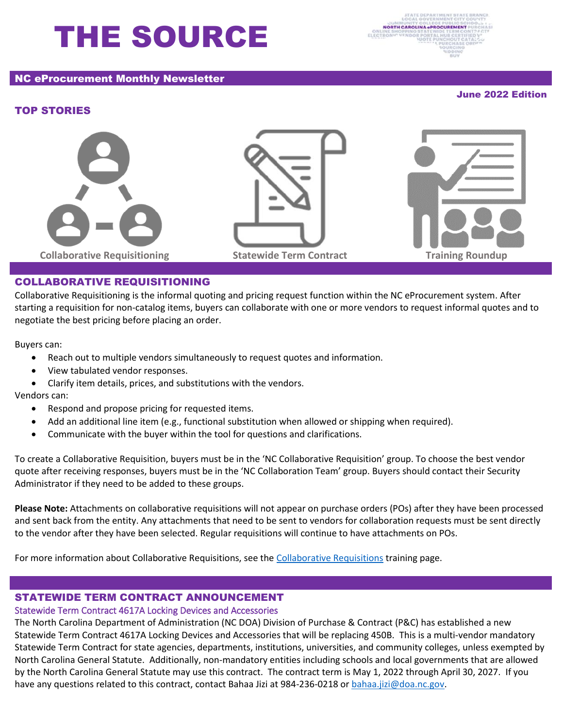# THE SOURCE

## NC eProcurement Monthly Newsletter

**June 2022 Edition**

### TOP STORIES

Collaborative Requisitioning | Statewide Term Contract | Training Roundup

### COLLABORATIVE REQUISITIONING

Collaborative Requisitioning is the informal quoting and pricing request function within the NC eProcurement system. After starting a requisition for non-catalog items, buyers can collaborate with one or more vendors to request informal quotes and to negotiate the best pricing before placing an order.

Buyers can:

- Reach out to multiple vendors simultaneously to request quotes and information.
- View tabulated vendor responses.
- Clarify item details, prices, and substitutions with the vendors.

Vendors can:

- Respond and propose pricing for requested items.
- Add an additional line item (e.g., functional substitution when allowed or shipping when required).
- Communicate with the buyer within the tool for questions and clarifications.

To create a Collaborative Requisition, buyers must be in the 'NC Collaborative Requisition' group. To choose the best vendor quote after receiving responses, buyers must be in the 'NC Collaboration Team' group. Buyers should contact their Security Administrator if they need to be added to these groups.

**Please Note:** Attachments on collaborative requisitions will not appear on purchase orders (POs) after they have been processed and sent back from the entity. Any attachments that need to be sent to vendors for collaboration requests must be sent directly to the vendor after they have been selected. Regular requisitions will continue to have attachments on POs.

For more information about Collaborative Requisitions, see the Collaborative Requisitions training page.

### STATEWIDE TERM CONTRACT ANNOUNCEMENT

#### Statewide Term Contract 4617A Locking Devices and Accessories

The North Carolina Department of Administration (NC DOA) Division of Purchase & Contract (P&C) has established a new Statewide Term Contract 4617A Locking Devices and Accessories that will be replacing 450B. This is a multi-vendor mandatory Statewide Term Contract for state agencies, departments, institutions, universities, and community colleges, unless exempted by North Carolina General Statute. Additionally, non-mandatory entities including schools and local governments that are allowed by the North Carolina General Statute may use this contract. The contract term is May 1, 2022 through April 30, 2027. If you have any questions related to this contract, contact Bahaa Jizi at 984-236-0218 or bahaa.jizi@doa.nc.gov.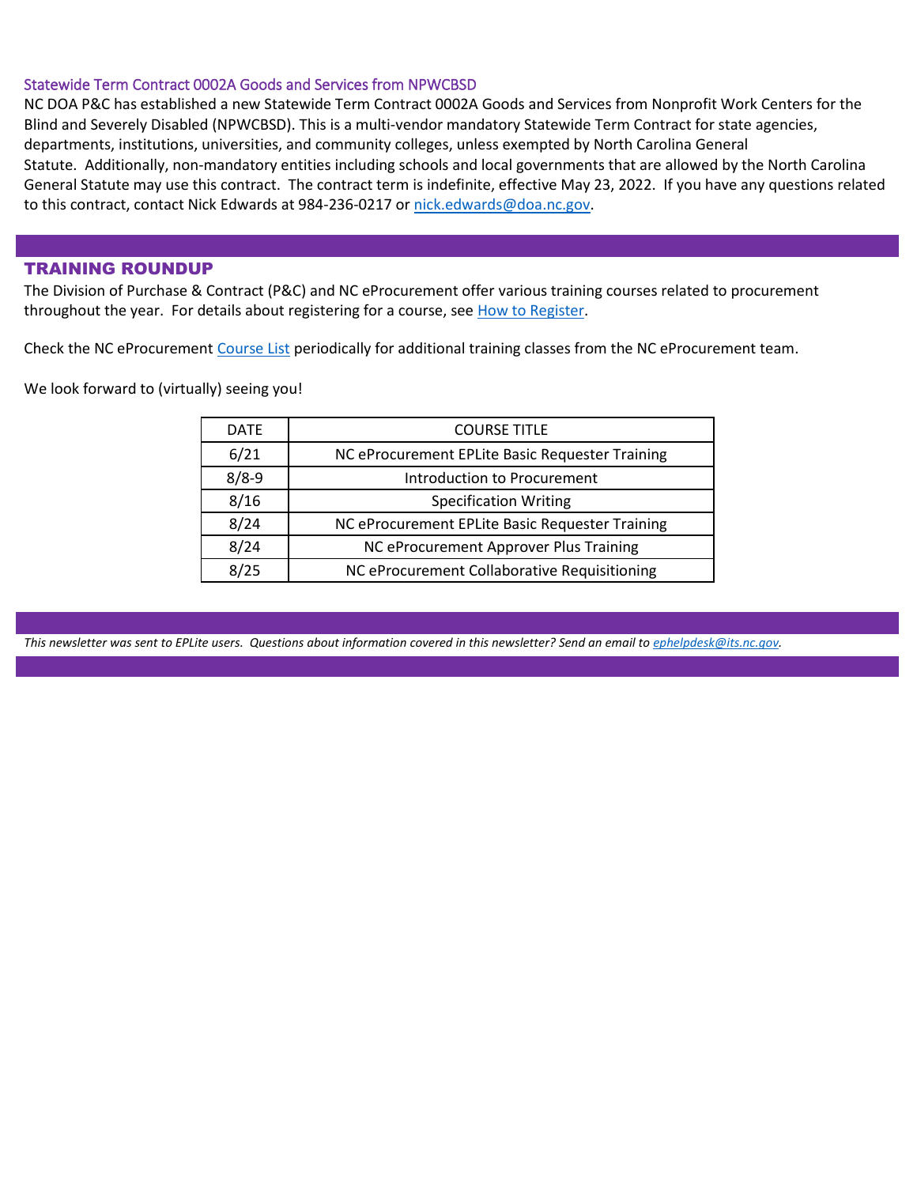### Statewide Term Contract 0002A Goods and Services from NPWCBSD

NC DOA P&C has established a new Statewide Term Contract 0002A Goods and Services from Nonprofit Work Centers for the Blind and Severely Disabled (NPWCBSD). This is a multi-vendor mandatory Statewide Term Contract for state agencies, departments, institutions, universities, and community colleges, unless exempted by North Carolina General Statute. Additionally, non-mandatory entities including schools and local governments that are allowed by the North Carolina General Statute may use this contract. The contract term is indefinite, effective May 23, 2022. If you have any questions related to this contract, contact Nick Edwards at 984-236-0217 or [nick.edwards@doa.nc.gov](mailto:nick.edwards@doa.nc.gov).

## TRAINING ROUNDUP

The Division of Purchase & Contract (P&C) and NC eProcurement offer various training courses related to procurement throughout the year. For details about registering for a course, see How to Register.

Check the NC eProcurement Course List periodically for additional training classes from the NC eProcurement team.

We look forward to (virtually) seeing you!

| DATE | COURSE TITLE |
|---|---|
| 6/21 | NC eProcurement EPLite Basic Requester Training |
| 8/8-9 | Introduction to Procurement |
| 8/16 | Specification Writing |
| 8/24 | NC eProcurement EPLite Basic Requester Training |
| 8/24 | NC eProcurement Approver Plus Training |
| 8/25 | NC eProcurement Collaborative Requisitioning |

*This newsletter was sent to EPLite users. Questions about information covered in this newsletter? Send an email to [ephelpdesk@its.nc.gov](mailto:ephelpdesk@its.nc.gov).*